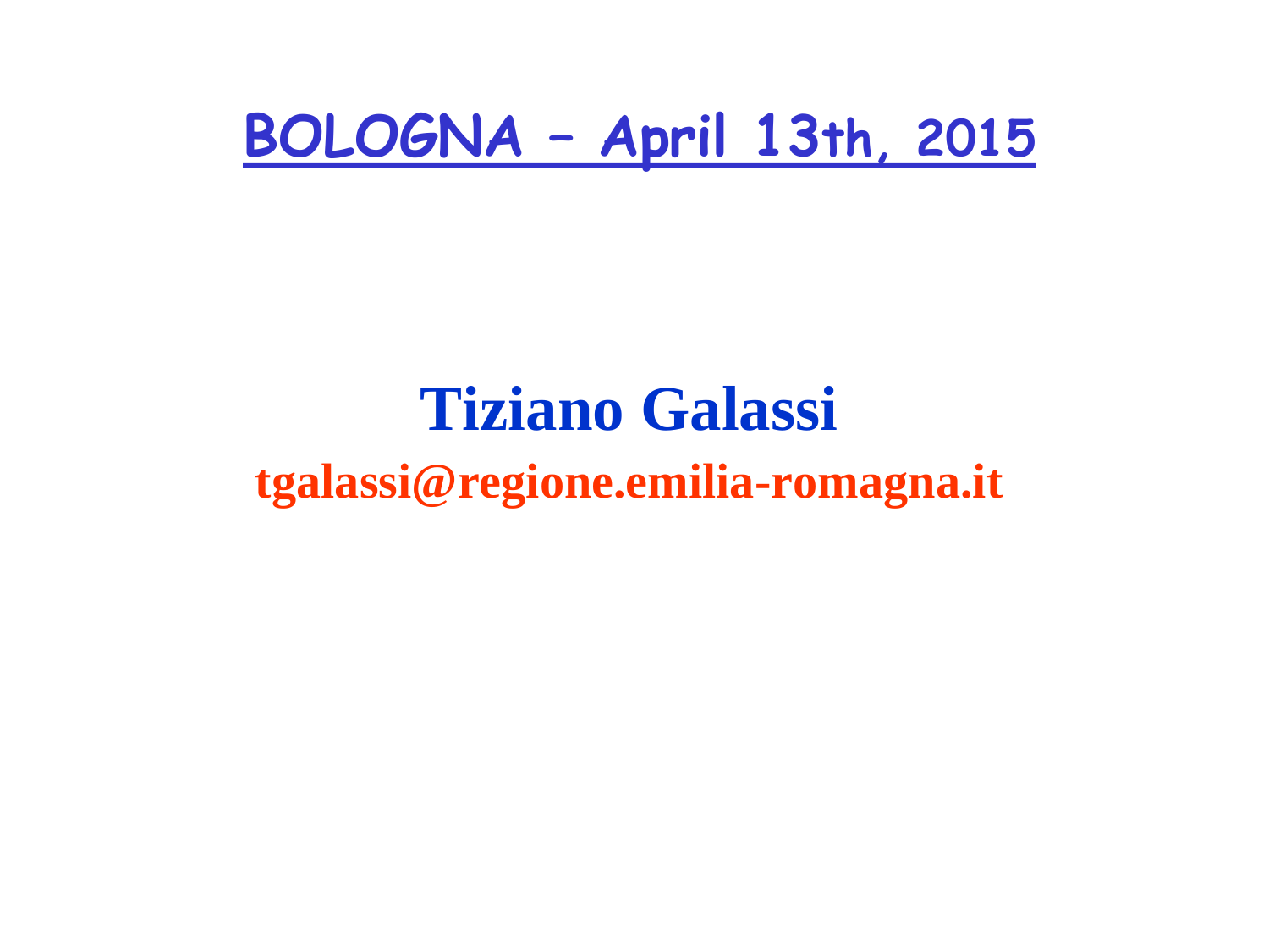# BOLOGNA – April 13th, 2015

## Tiziano Galassi

**tgalassi@regione.emilia-romagna.it**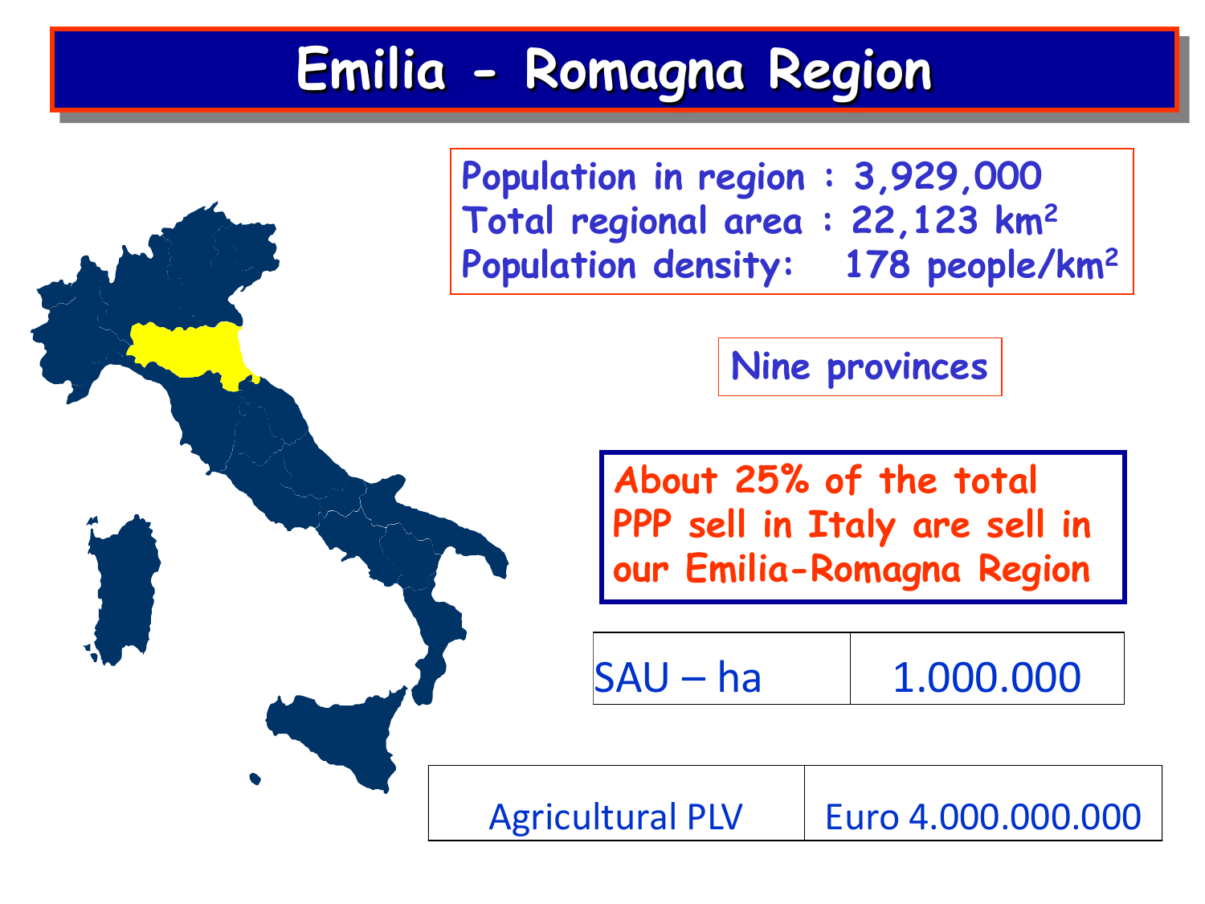# Emilia - Romagna Region

Population in region : 3,929,000
Total regional area : 22,123 $km^2$
Population density: 178 people/$km^2$

Nine provinces

**About 25% of the total PPP sell in Italy are sell in our Emilia-Romagna Region**

| SAU – ha | 1.000.000 |
| --- | --- |

| Agricultural PLV | Euro 4.000.000.000 |
| --- | --- |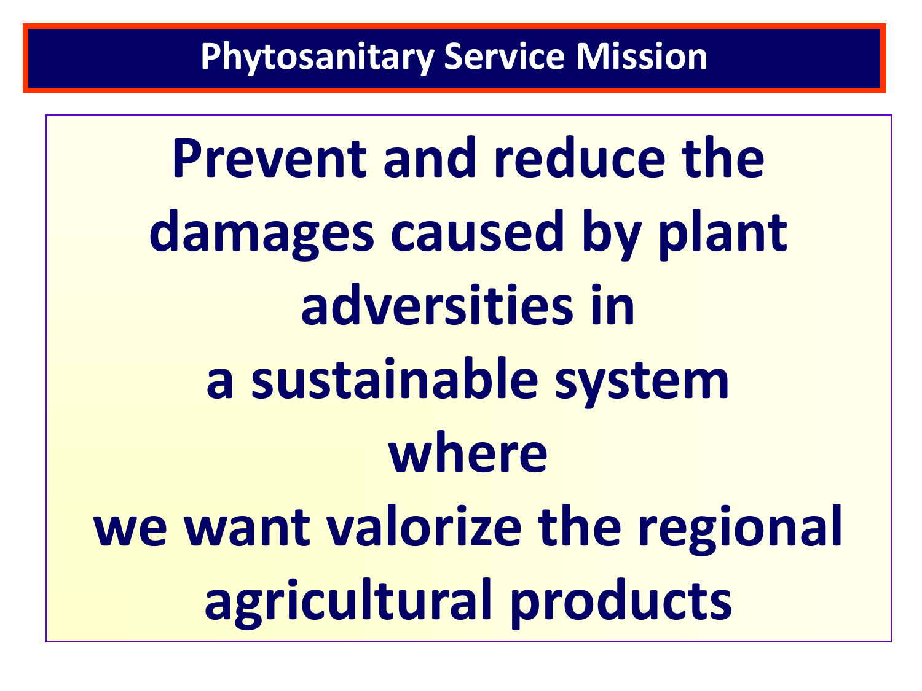# Phytosanitary Service Mission

**Prevent and reduce the damages caused by plant adversities in a sustainable system where we want valorize the regional agricultural products**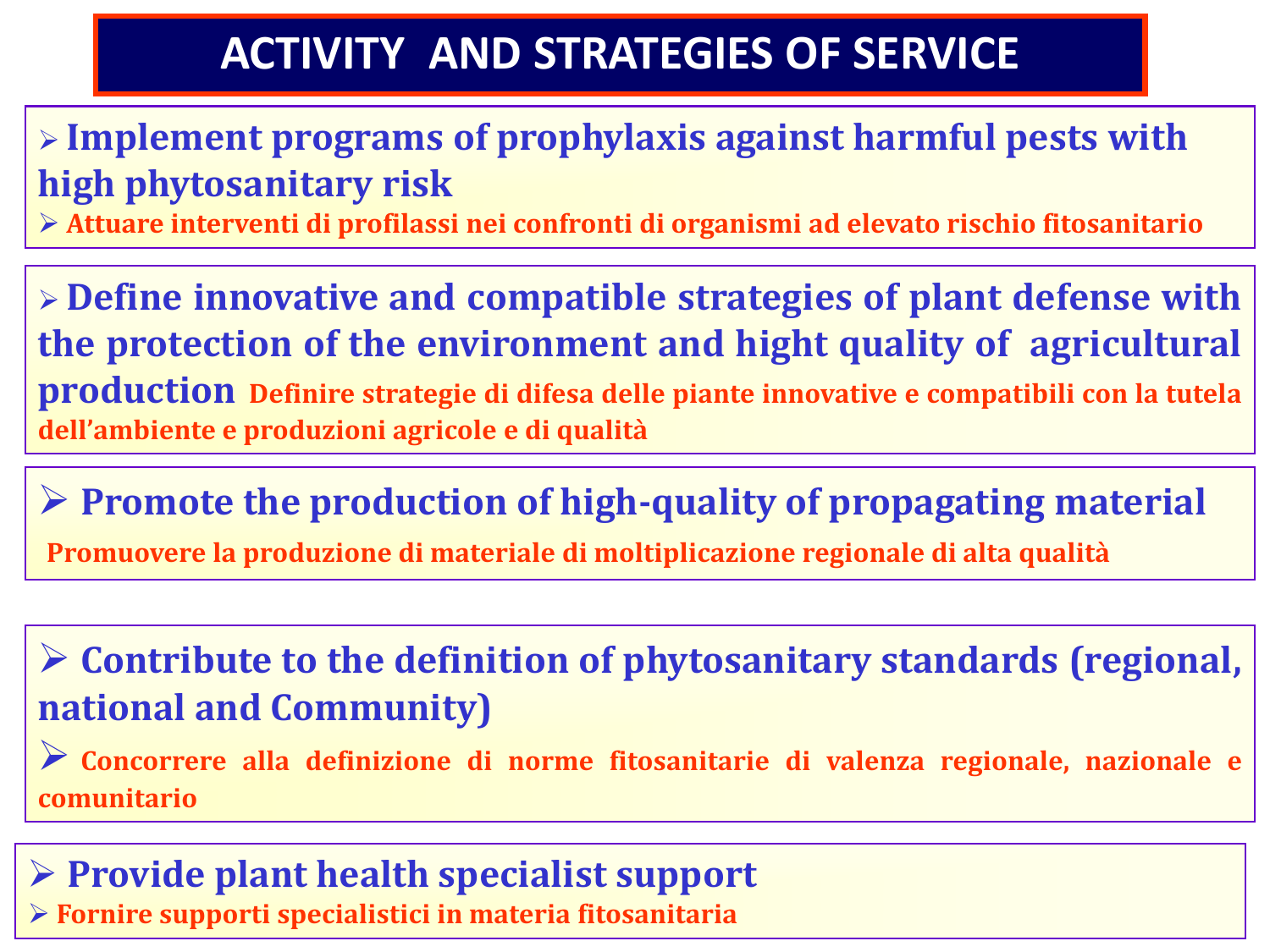# ACTIVITY AND STRATEGIES OF SERVICE

- **Implement programs of prophylaxis against harmful pests with high phytosanitary risk**
  - **Attuare interventi di profilassi nei confronti di organismi ad elevato rischio fitosanitario**

- **Define innovative and compatible strategies of plant defense with the protection of the environment and hight quality of agricultural production** **Definire strategie di difesa delle piante innovative e compatibili con la tutela dell'ambiente e produzioni agricole e di qualità**

- **Promote the production of high-quality of propagating material**

  **Promuovere la produzione di materiale di moltiplicazione regionale di alta qualità**

- **Contribute to the definition of phytosanitary standards (regional, national and Community)**
  - **Concorrere alla definizione di norme fitosanitarie di valenza regionale, nazionale e comunitario**

- **Provide plant health specialist support**
  - **Fornire supporti specialistici in materia fitosanitaria**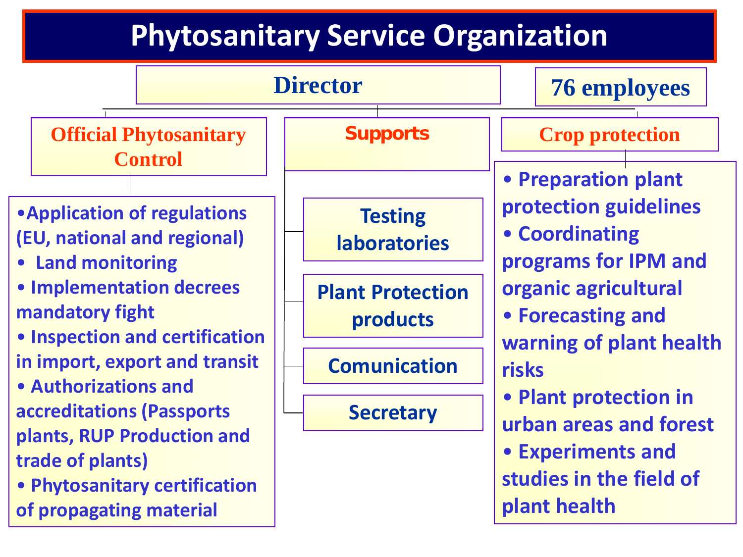# Phytosanitary Service Organization

**Director**

**76 employees**

## Official Phytosanitary Control

- Application of regulations (EU, national and regional)
- Land monitoring
- Implementation decrees mandatory fight
- Inspection and certification in import, export and transit
- Authorizations and accreditations (Passports plants, RUP Production and trade of plants)
- Phytosanitary certification of propagating material

## Supports

- Testing laboratories
- Plant Protection products
- Comunication
- Secretary

## Crop protection

- Preparation plant protection guidelines
- Coordinating programs for IPM and organic agricultural
- Forecasting and warning of plant health risks
- Plant protection in urban areas and forest
- Experiments and studies in the field of plant health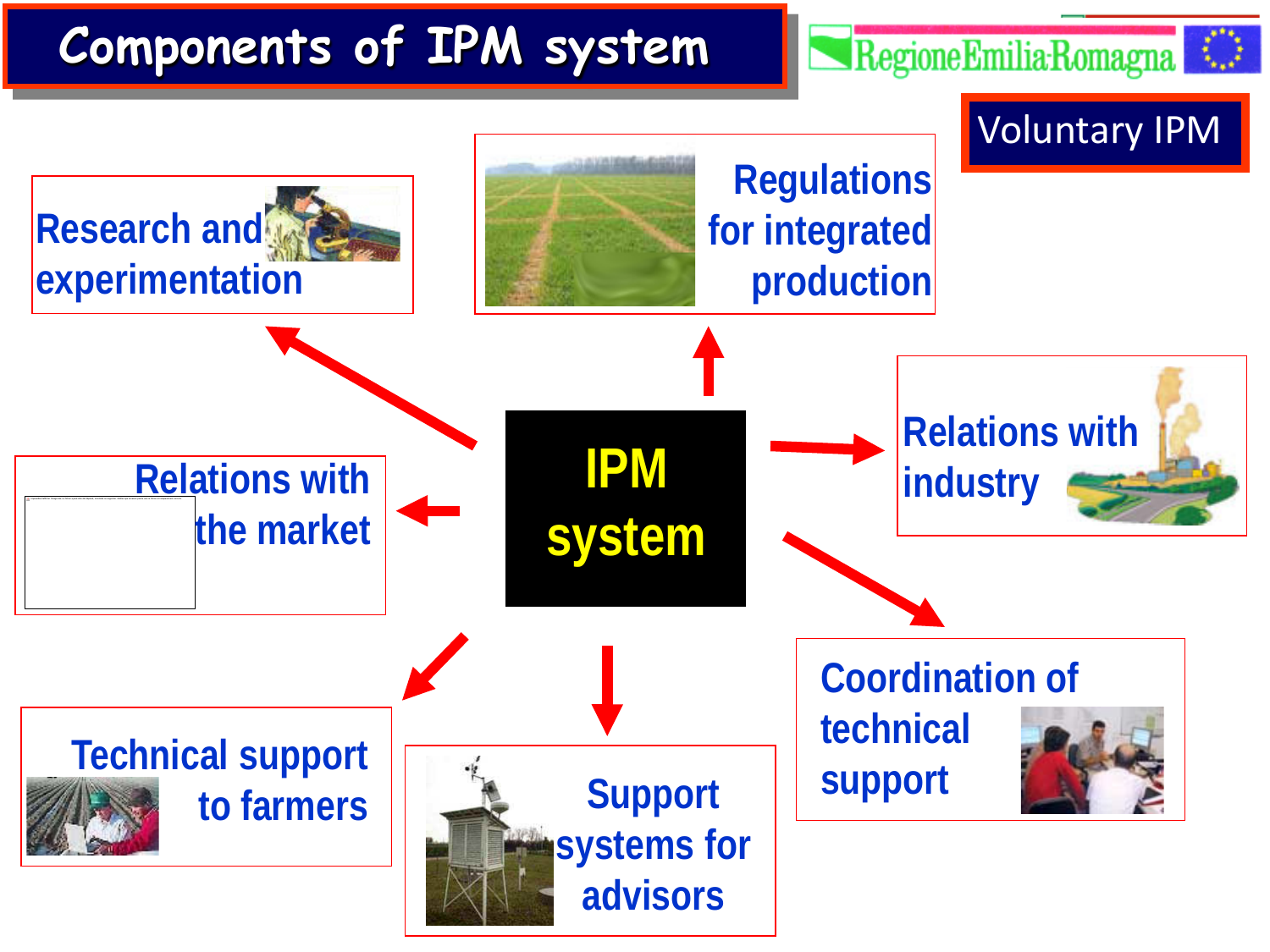# Components of IPM system

RegioneEmiliaRomagna

Voluntary IPM

**IPM system**

- Research and experimentation
- Regulations for integrated production
- Relations with industry
- Relations with the market
- Coordination of technical support
- Technical support to farmers
- Support systems for advisors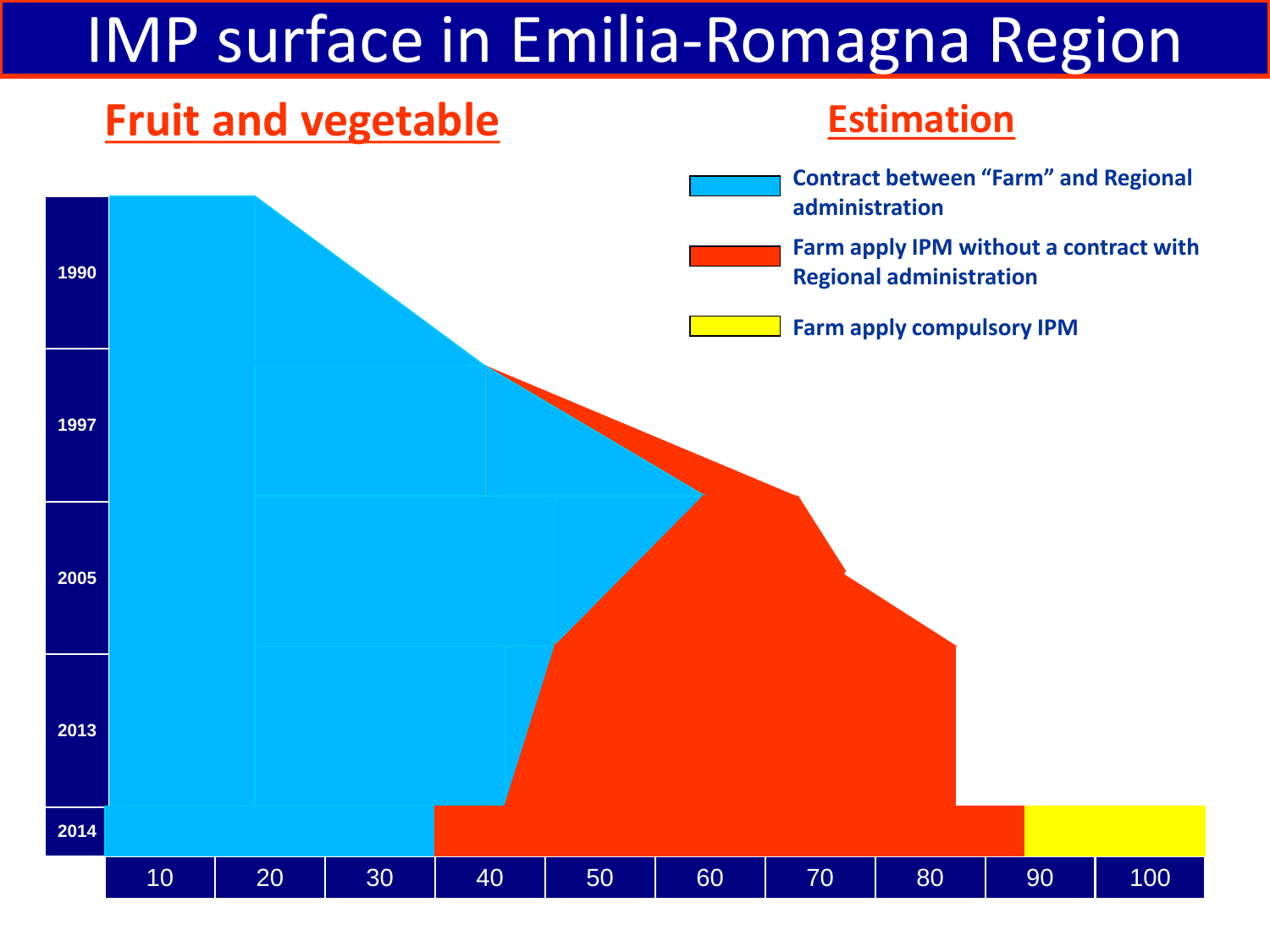# IMP surface in Emilia-Romagna Region

## Fruit and vegetable

## Estimation

- Contract between "Farm" and Regional administration
- Farm apply IPM without a contract with Regional administration
- Farm apply compulsory IPM

1990

1997

2005

2013

2014

10 | 20 | 30 | 40 | 50 | 60 | 70 | 80 | 90 | 100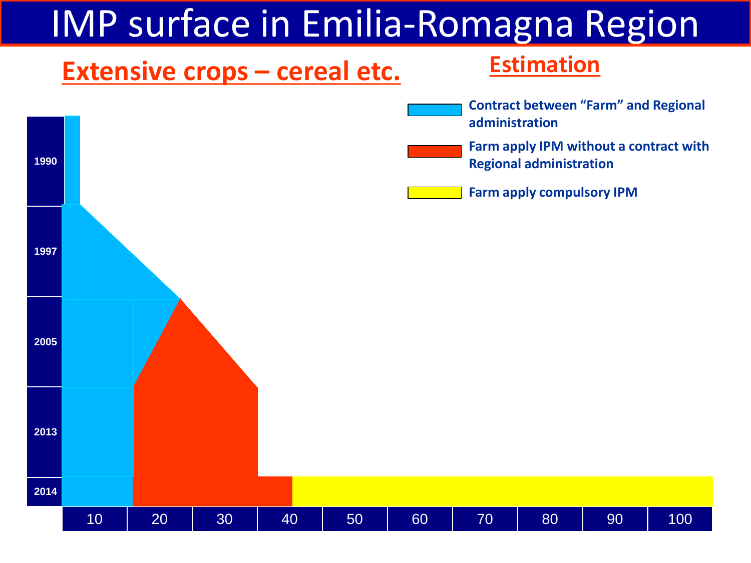# IMP surface in Emilia-Romagna Region

## Extensive crops – cereal etc.

**Estimation**

- Contract between "Farm" and Regional administration
- Farm apply IPM without a contract with Regional administration
- Farm apply compulsory IPM

1990

1997

2005

2013

2014

10 | 20 | 30 | 40 | 50 | 60 | 70 | 80 | 90 | 100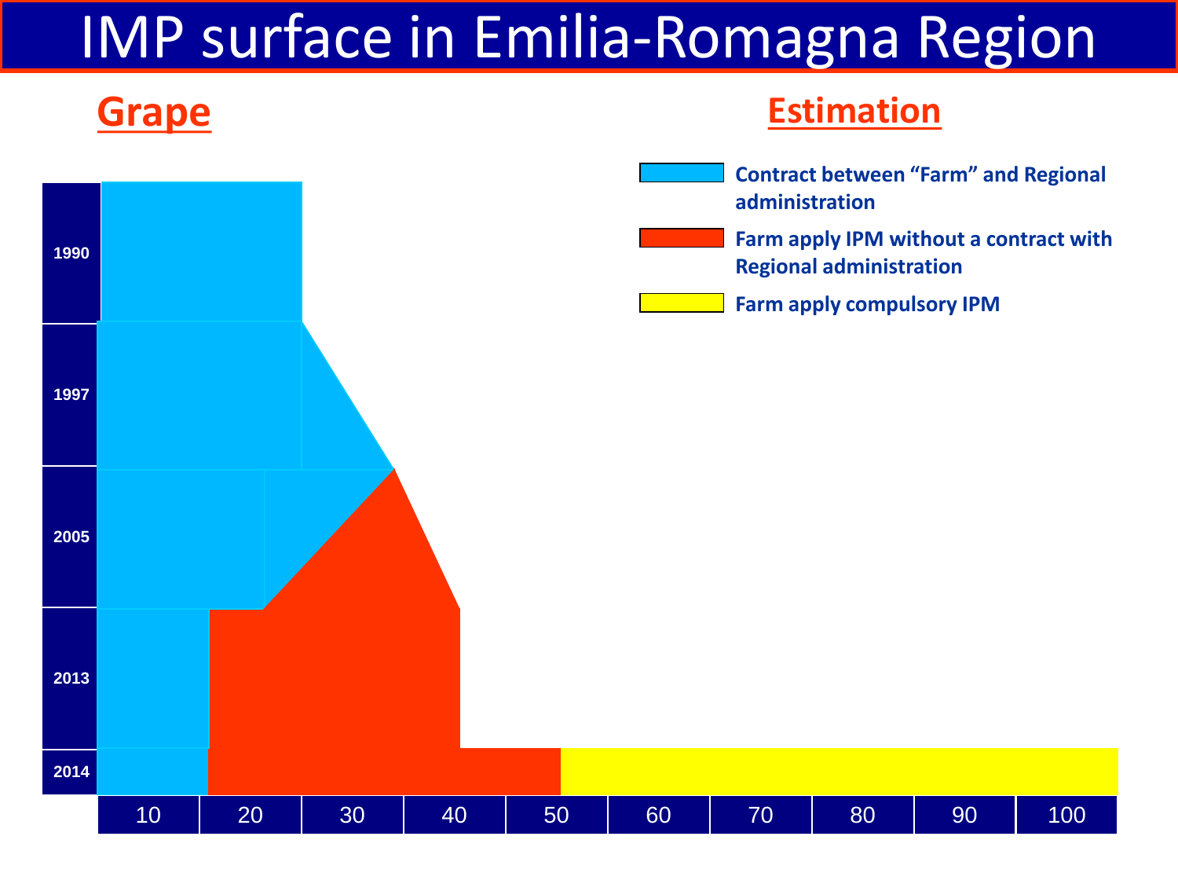# IMP surface in Emilia-Romagna Region

**Grape**

**Estimation**

- Contract between "Farm" and Regional administration
- Farm apply IPM without a contract with Regional administration
- Farm apply compulsory IPM

1990

1997

2005

2013

2014

10 20 30 40 50 60 70 80 90 100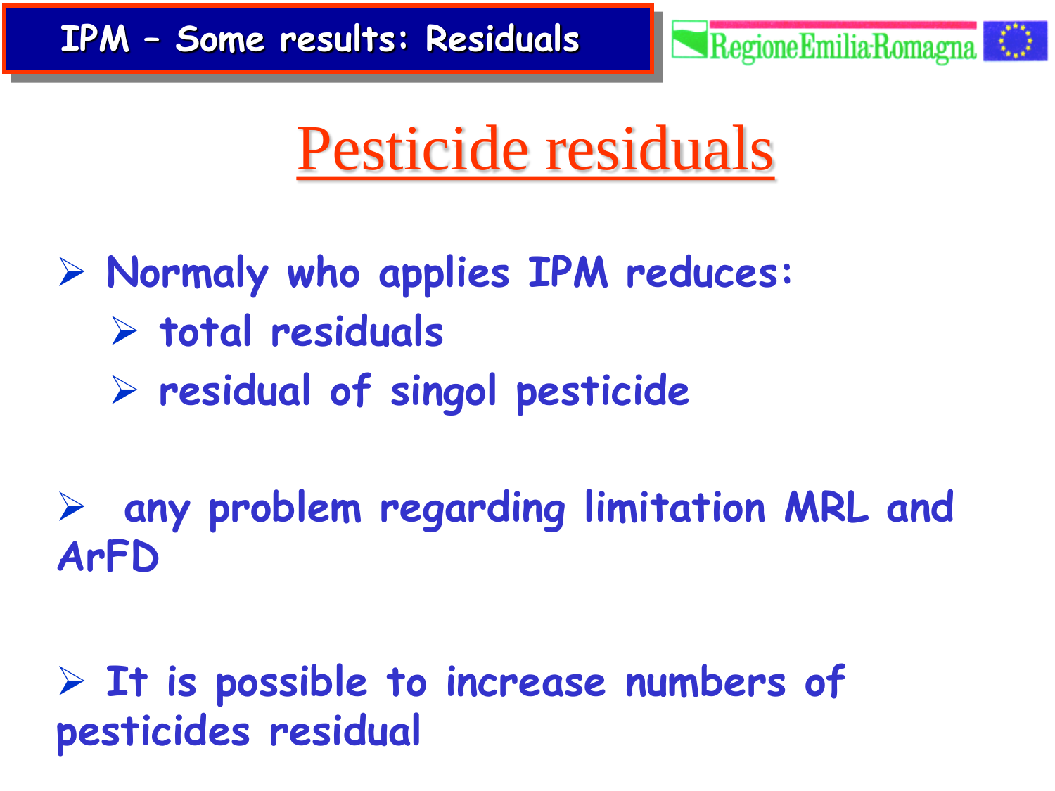# IPM – Some results: Residuals

RegioneEmilia-Romagna

## Pesticide residuals

- Normaly who applies IPM reduces:
  - total residuals
  - residual of singol pesticide

- any problem regarding limitation MRL and ArFD

- It is possible to increase numbers of pesticides residual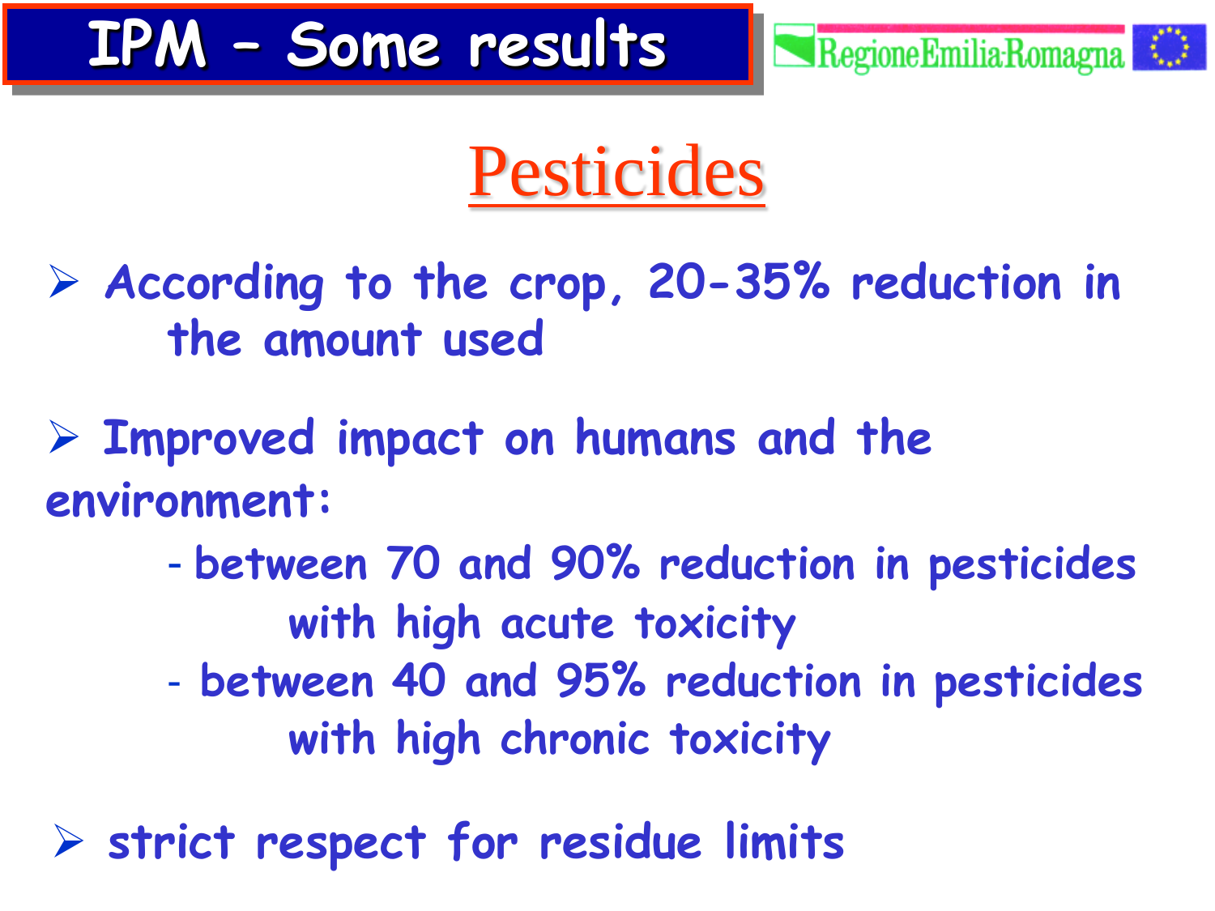# IPM - Some results

RegioneEmilia-Romagna

## Pesticides

- According to the crop, 20-35% reduction in the amount used
- Improved impact on humans and the environment:
  - between 70 and 90% reduction in pesticides with high acute toxicity
  - between 40 and 95% reduction in pesticides with high chronic toxicity
- strict respect for residue limits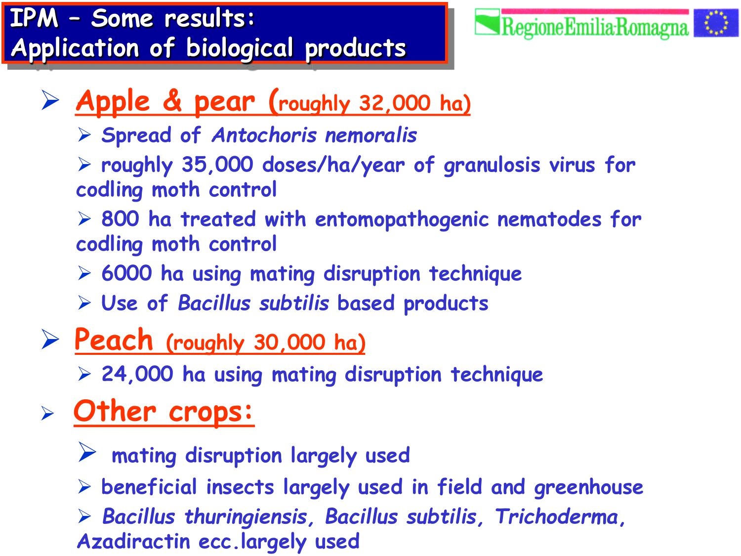# IPM – Some results: Application of biological products

RegioneEmiliaRomagna

- **Apple & pear (roughly 32,000 ha)**
  - Spread of *Antochoris nemoralis*
  - roughly 35,000 doses/ha/year of granulosis virus for codling moth control
  - 800 ha treated with entomopathogenic nematodes for codling moth control
  - 6000 ha using mating disruption technique
  - Use of *Bacillus subtilis* based products
- **Peach (roughly 30,000 ha)**
  - 24,000 ha using mating disruption technique
- **Other crops:**
  - mating disruption largely used
  - beneficial insects largely used in field and greenhouse
  - *Bacillus thuringiensis*, *Bacillus subtilis*, *Trichoderma*, Azadiractin ecc.largely used